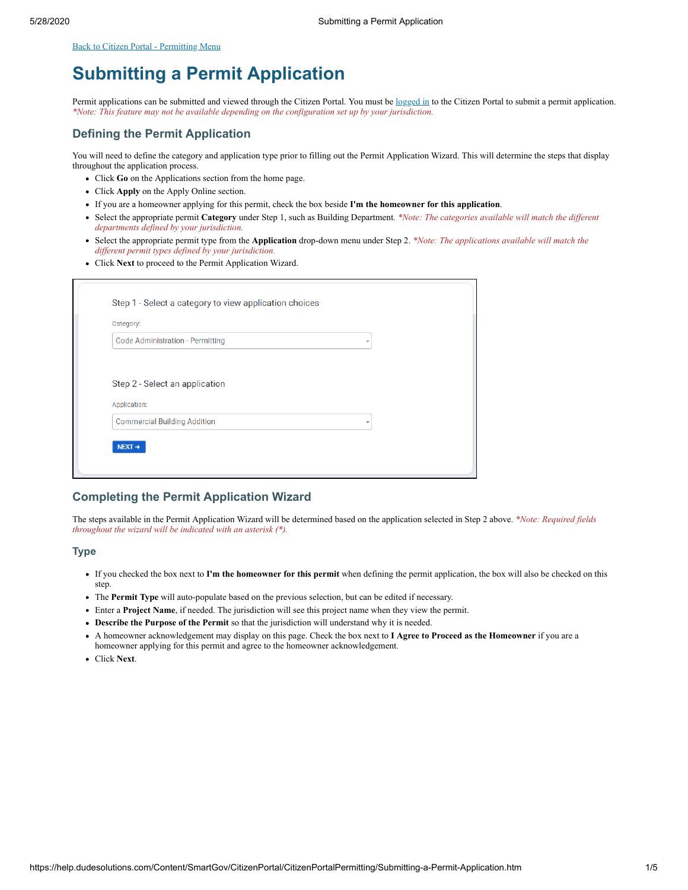[Back to Citizen Portal - Permitting Menu](#)

# Submitting a Permit Application

Permit applications can be submitted and viewed through the Citizen Portal. You must be [logged in](#) to the Citizen Portal to submit a permit application. *\*Note: This feature may not be available depending on the configuration set up by your jurisdiction.*

## Defining the Permit Application

You will need to define the category and application type prior to filling out the Permit Application Wizard. This will determine the steps that display throughout the application process.

- Click **Go** on the Applications section from the home page.
- Click **Apply** on the Apply Online section.
- If you are a homeowner applying for this permit, check the box beside **I'm the homeowner for this application**.
- Select the appropriate permit **Category** under Step 1, such as Building Department. *\*Note: The categories available will match the different departments defined by your jurisdiction.*
- Select the appropriate permit type from the **Application** drop-down menu under Step 2. *\*Note: The applications available will match the different permit types defined by your jurisdiction.*
- Click **Next** to proceed to the Permit Application Wizard.

Step 1 - Select a category to view application choices

Category:

Code Administration - Permitting

Step 2 - Select an application

Application:

Commercial Building Addition

NEXT →

## Completing the Permit Application Wizard

The steps available in the Permit Application Wizard will be determined based on the application selected in Step 2 above. *\*Note: Required fields throughout the wizard will be indicated with an asterisk (\*).*

### Type

- If you checked the box next to **I'm the homeowner for this permit** when defining the permit application, the box will also be checked on this step.
- The **Permit Type** will auto-populate based on the previous selection, but can be edited if necessary.
- Enter a **Project Name**, if needed. The jurisdiction will see this project name when they view the permit.
- **Describe the Purpose of the Permit** so that the jurisdiction will understand why it is needed.
- A homeowner acknowledgement may display on this page. Check the box next to **I Agree to Proceed as the Homeowner** if you are a homeowner applying for this permit and agree to the homeowner acknowledgement.
- Click **Next**.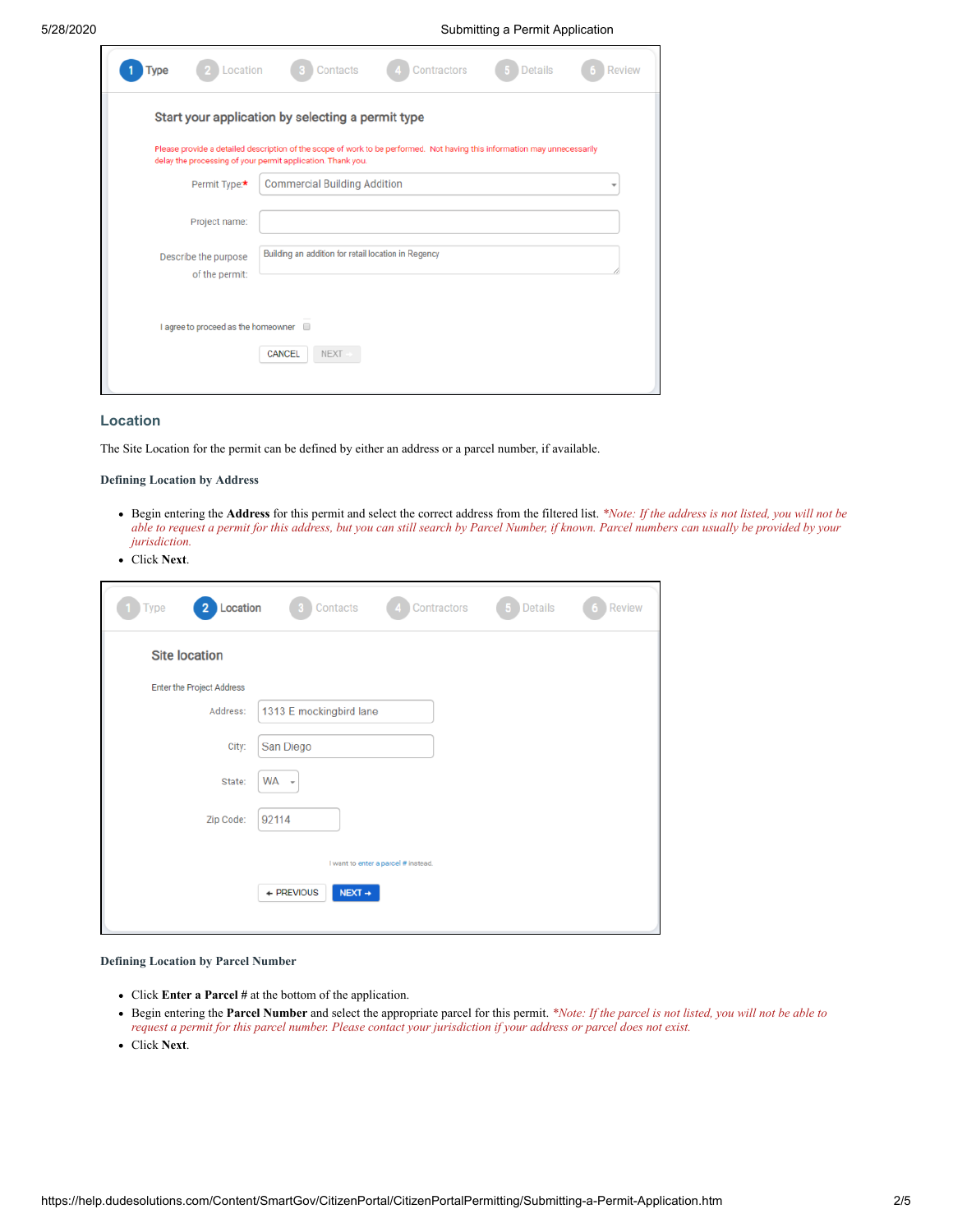## Location

The Site Location for the permit can be defined by either an address or a parcel number, if available.

**Defining Location by Address**

- Begin entering the **Address** for this permit and select the correct address from the filtered list. *\*Note: If the address is not listed, you will not be able to request a permit for this address, but you can still search by Parcel Number, if known. Parcel numbers can usually be provided by your jurisdiction.*
- Click **Next**.

**Defining Location by Parcel Number**

- Click **Enter a Parcel #** at the bottom of the application.
- Begin entering the **Parcel Number** and select the appropriate parcel for this permit. *\*Note: If the parcel is not listed, you will not be able to request a permit for this parcel number. Please contact your jurisdiction if your address or parcel does not exist.*
- Click **Next**.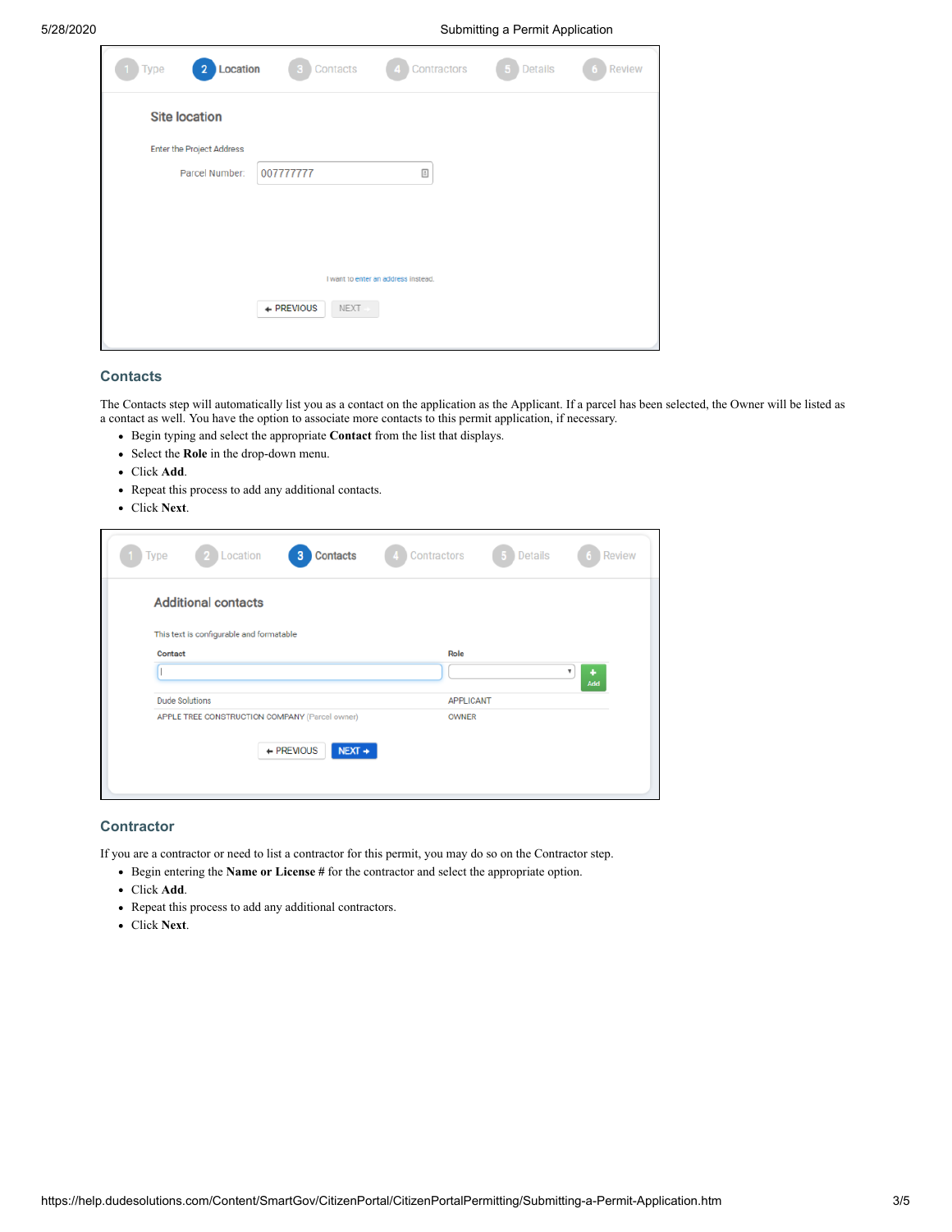## Contacts

The Contacts step will automatically list you as a contact on the application as the Applicant. If a parcel has been selected, the Owner will be listed as a contact as well. You have the option to associate more contacts to this permit application, if necessary.

- Begin typing and select the appropriate **Contact** from the list that displays.
- Select the **Role** in the drop-down menu.
- Click **Add**.
- Repeat this process to add any additional contacts.
- Click **Next**.

## Contractor

If you are a contractor or need to list a contractor for this permit, you may do so on the Contractor step.

- Begin entering the **Name or License #** for the contractor and select the appropriate option.
- Click **Add**.
- Repeat this process to add any additional contractors.
- Click **Next**.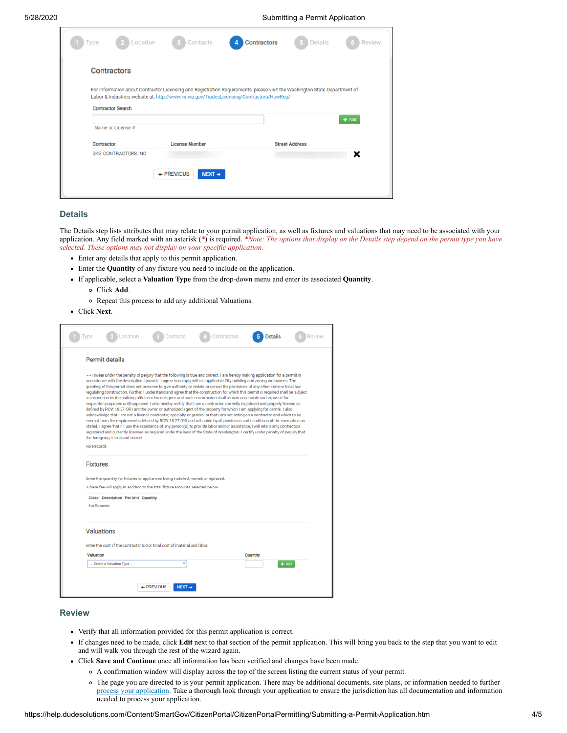## Details

The Details step lists attributes that may relate to your permit application, as well as fixtures and valuations that may need to be associated with your application. Any field marked with an asterisk (*) is required. *\*Note: The options that display on the Details step depend on the permit type you have selected. These options may not display on your specific application.*

- Enter any details that apply to this permit application.
- Enter the **Quantity** of any fixture you need to include on the application.
- If applicable, select a **Valuation Type** from the drop-down menu and enter its associated **Quantity**.
  - Click **Add**.
  - Repeat this process to add any additional Valuations.
- Click **Next**.

## Review

- Verify that all information provided for this permit application is correct.
- If changes need to be made, click **Edit** next to that section of the permit application. This will bring you back to the step that you want to edit and will walk you through the rest of the wizard again.
- Click **Save and Continue** once all information has been verified and changes have been made.
  - A confirmation window will display across the top of the screen listing the current status of your permit.
  - The page you are directed to is your permit application. There may be additional documents, site plans, or information needed to further process your application. Take a thorough look through your application to ensure the jurisdiction has all documentation and information needed to process your application.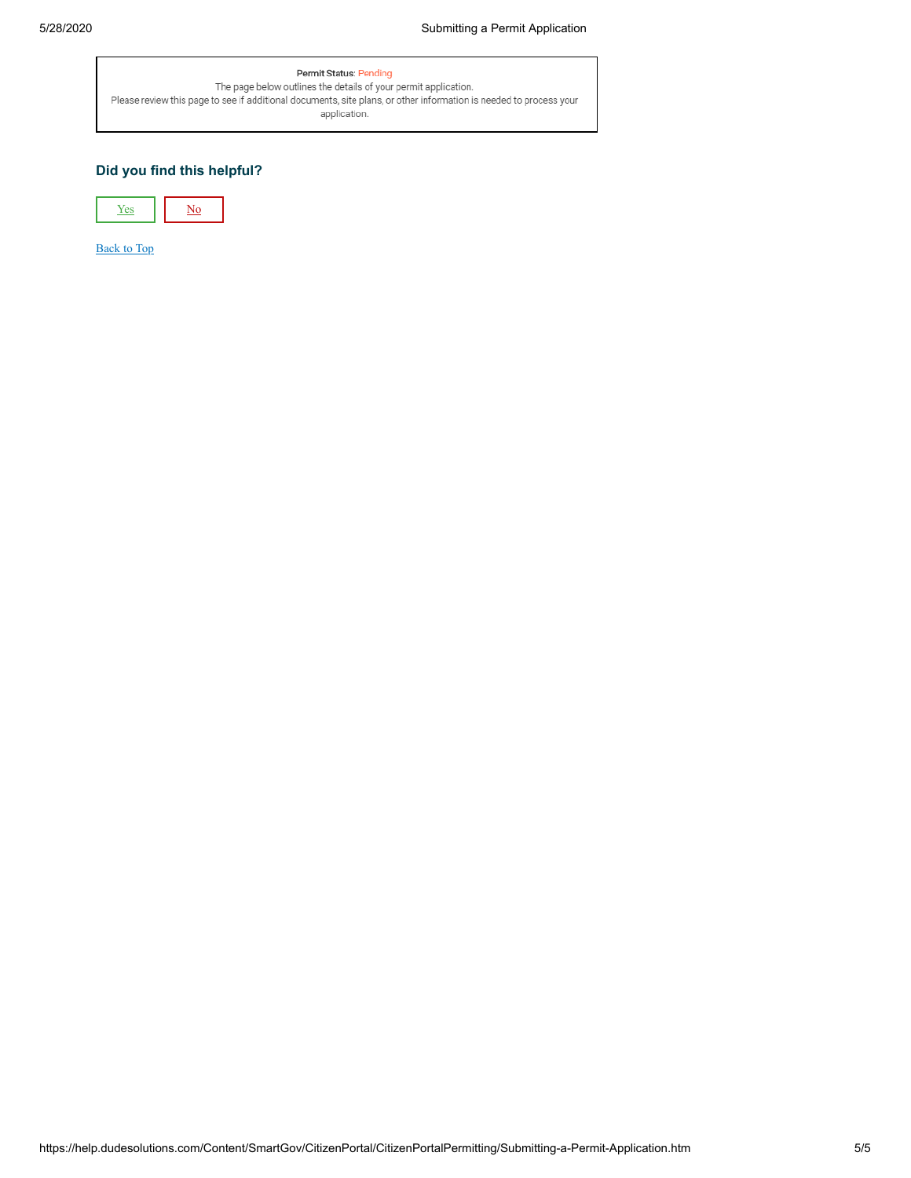Permit Status: Pending

The page below outlines the details of your permit application.

Please review this page to see if additional documents, site plans, or other information is needed to process your application.

### Did you find this helpful?

Yes | No

Back to Top